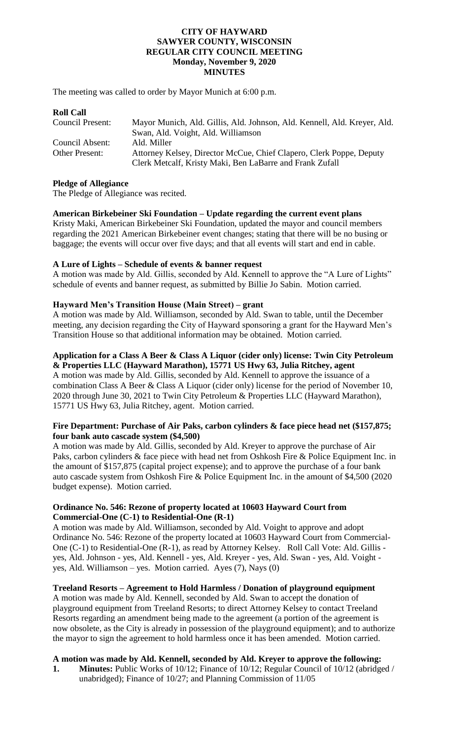**CITY OF HAYWARD**
**SAWYER COUNTY, WISCONSIN**
**REGULAR CITY COUNCIL MEETING**
**Monday, November 9, 2020**
**MINUTES**

The meeting was called to order by Mayor Munich at 6:00 p.m.

**Roll Call**

| | |
|---|---|
| Council Present: | Mayor Munich, Ald. Gillis, Ald. Johnson, Ald. Kennell, Ald. Kreyer, Ald. Swan, Ald. Voight, Ald. Williamson |
| Council Absent: | Ald. Miller |
| Other Present: | Attorney Kelsey, Director McCue, Chief Clapero, Clerk Poppe, Deputy Clerk Metcalf, Kristy Maki, Ben LaBarre and Frank Zufall |

**Pledge of Allegiance**

The Pledge of Allegiance was recited.

**American Birkebeiner Ski Foundation – Update regarding the current event plans**

Kristy Maki, American Birkebeiner Ski Foundation, updated the mayor and council members regarding the 2021 American Birkebeiner event changes; stating that there will be no busing or baggage; the events will occur over five days; and that all events will start and end in cable.

**A Lure of Lights – Schedule of events & banner request**

A motion was made by Ald. Gillis, seconded by Ald. Kennell to approve the "A Lure of Lights" schedule of events and banner request, as submitted by Billie Jo Sabin. Motion carried.

**Hayward Men's Transition House (Main Street) – grant**

A motion was made by Ald. Williamson, seconded by Ald. Swan to table, until the December meeting, any decision regarding the City of Hayward sponsoring a grant for the Hayward Men's Transition House so that additional information may be obtained. Motion carried.

**Application for a Class A Beer & Class A Liquor (cider only) license: Twin City Petroleum & Properties LLC (Hayward Marathon), 15771 US Hwy 63, Julia Ritchey, agent**

A motion was made by Ald. Gillis, seconded by Ald. Kennell to approve the issuance of a combination Class A Beer & Class A Liquor (cider only) license for the period of November 10, 2020 through June 30, 2021 to Twin City Petroleum & Properties LLC (Hayward Marathon), 15771 US Hwy 63, Julia Ritchey, agent. Motion carried.

**Fire Department: Purchase of Air Paks, carbon cylinders & face piece head net ($157,875; four bank auto cascade system ($4,500)**

A motion was made by Ald. Gillis, seconded by Ald. Kreyer to approve the purchase of Air Paks, carbon cylinders & face piece with head net from Oshkosh Fire & Police Equipment Inc. in the amount of $157,875 (capital project expense); and to approve the purchase of a four bank auto cascade system from Oshkosh Fire & Police Equipment Inc. in the amount of $4,500 (2020 budget expense). Motion carried.

**Ordinance No. 546: Rezone of property located at 10603 Hayward Court from Commercial-One (C-1) to Residential-One (R-1)**

A motion was made by Ald. Williamson, seconded by Ald. Voight to approve and adopt Ordinance No. 546: Rezone of the property located at 10603 Hayward Court from Commercial-One (C-1) to Residential-One (R-1), as read by Attorney Kelsey. Roll Call Vote: Ald. Gillis - yes, Ald. Johnson - yes, Ald. Kennell - yes, Ald. Kreyer - yes, Ald. Swan - yes, Ald. Voight - yes, Ald. Williamson – yes. Motion carried. Ayes (7), Nays (0)

**Treeland Resorts – Agreement to Hold Harmless / Donation of playground equipment**

A motion was made by Ald. Kennell, seconded by Ald. Swan to accept the donation of playground equipment from Treeland Resorts; to direct Attorney Kelsey to contact Treeland Resorts regarding an amendment being made to the agreement (a portion of the agreement is now obsolete, as the City is already in possession of the playground equipment); and to authorize the mayor to sign the agreement to hold harmless once it has been amended. Motion carried.

**A motion was made by Ald. Kennell, seconded by Ald. Kreyer to approve the following:**

1. **Minutes:** Public Works of 10/12; Finance of 10/12; Regular Council of 10/12 (abridged / unabridged); Finance of 10/27; and Planning Commission of 11/05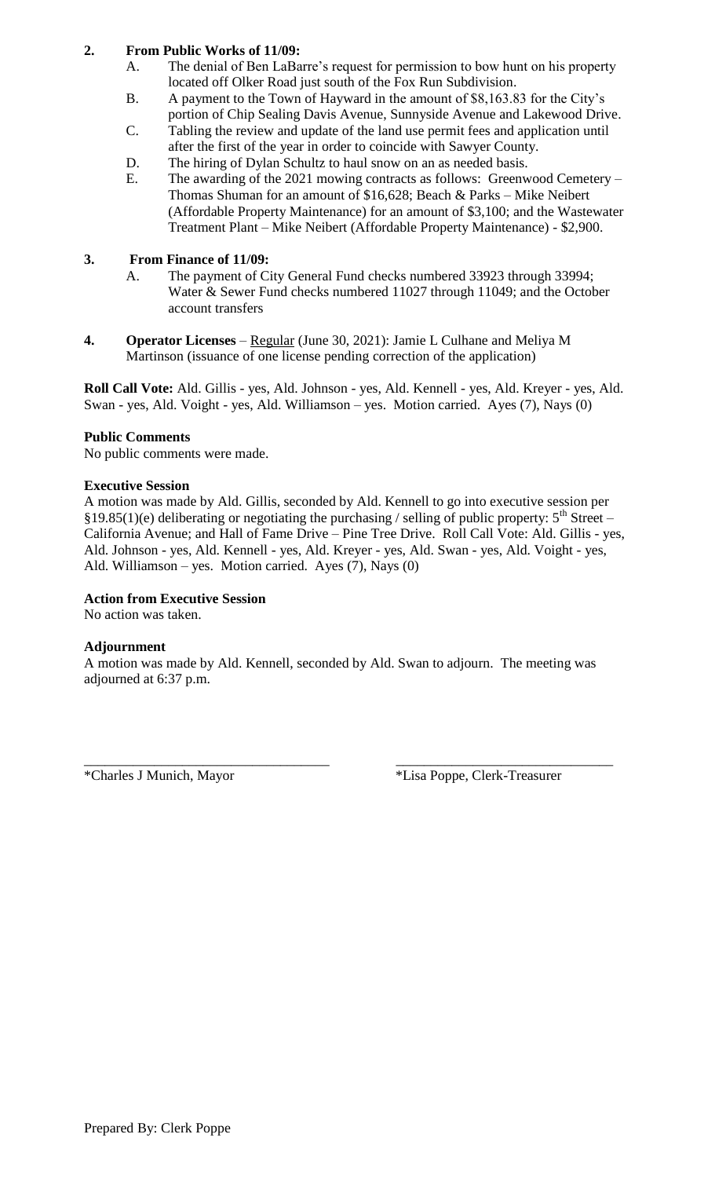2. **From Public Works of 11/09:**
   - A. The denial of Ben LaBarre's request for permission to bow hunt on his property located off Olker Road just south of the Fox Run Subdivision.
   - B. A payment to the Town of Hayward in the amount of $8,163.83 for the City's portion of Chip Sealing Davis Avenue, Sunnyside Avenue and Lakewood Drive.
   - C. Tabling the review and update of the land use permit fees and application until after the first of the year in order to coincide with Sawyer County.
   - D. The hiring of Dylan Schultz to haul snow on an as needed basis.
   - E. The awarding of the 2021 mowing contracts as follows: Greenwood Cemetery – Thomas Shuman for an amount of $16,628; Beach & Parks – Mike Neibert (Affordable Property Maintenance) for an amount of $3,100; and the Wastewater Treatment Plant – Mike Neibert (Affordable Property Maintenance) - $2,900.

3. **From Finance of 11/09:**
   - A. The payment of City General Fund checks numbered 33923 through 33994; Water & Sewer Fund checks numbered 11027 through 11049; and the October account transfers

4. **Operator Licenses** – Regular (June 30, 2021): Jamie L Culhane and Meliya M Martinson (issuance of one license pending correction of the application)

**Roll Call Vote:** Ald. Gillis - yes, Ald. Johnson - yes, Ald. Kennell - yes, Ald. Kreyer - yes, Ald. Swan - yes, Ald. Voight - yes, Ald. Williamson – yes. Motion carried. Ayes (7), Nays (0)

**Public Comments**

No public comments were made.

**Executive Session**

A motion was made by Ald. Gillis, seconded by Ald. Kennell to go into executive session per §19.85(1)(e) deliberating or negotiating the purchasing / selling of public property: 5th Street – California Avenue; and Hall of Fame Drive – Pine Tree Drive. Roll Call Vote: Ald. Gillis - yes, Ald. Johnson - yes, Ald. Kennell - yes, Ald. Kreyer - yes, Ald. Swan - yes, Ald. Voight - yes, Ald. Williamson – yes. Motion carried. Ayes (7), Nays (0)

**Action from Executive Session**

No action was taken.

**Adjournment**

A motion was made by Ald. Kennell, seconded by Ald. Swan to adjourn. The meeting was adjourned at 6:37 p.m.

\_\_\_\_\_\_\_\_\_\_\_\_\_\_\_\_\_\_\_\_\_\_\_\_\_\_\_\_\_\_\_\_\_\_\_ \_\_\_\_\_\_\_\_\_\_\_\_\_\_\_\_\_\_\_\_\_\_\_\_\_\_\_\_\_\_\_\_\_\_\_

*Charles J Munich, Mayor *Lisa Poppe, Clerk-Treasurer

Prepared By: Clerk Poppe